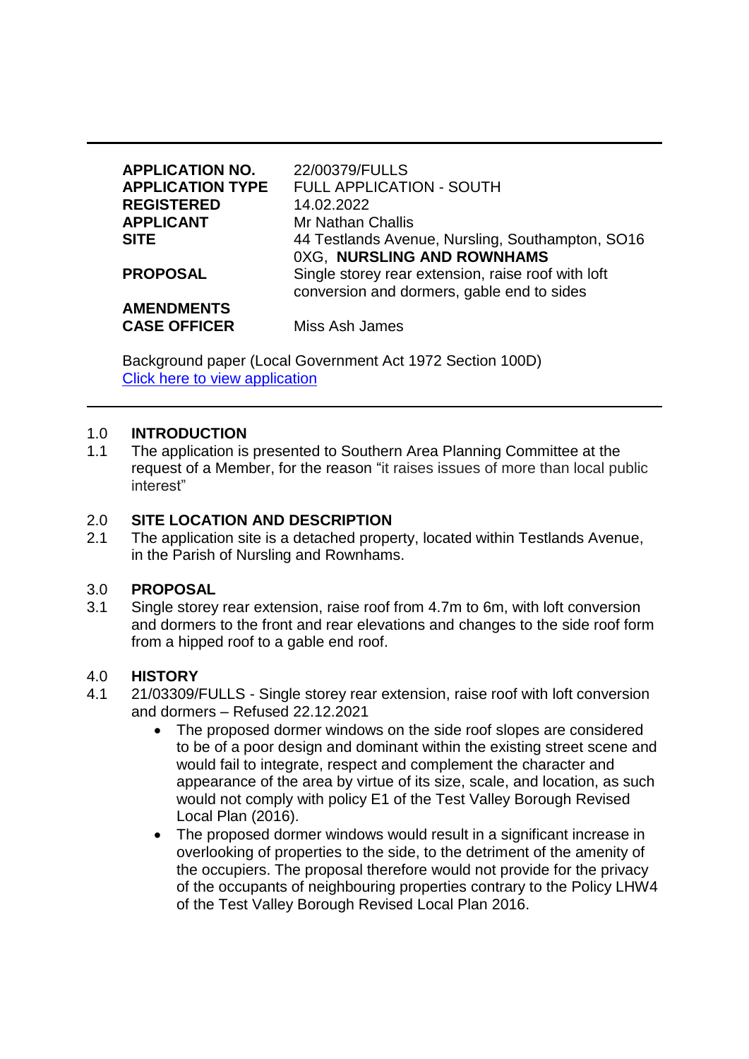| | |
|---|---|
| **APPLICATION NO.** | 22/00379/FULLS |
| **APPLICATION TYPE** | FULL APPLICATION - SOUTH |
| **REGISTERED** | 14.02.2022 |
| **APPLICANT** | Mr Nathan Challis |
| **SITE** | 44 Testlands Avenue, Nursling, Southampton, SO16 0XG, **NURSLING AND ROWNHAMS** |
| **PROPOSAL** | Single storey rear extension, raise roof with loft conversion and dormers, gable end to sides |
| **AMENDMENTS** | |
| **CASE OFFICER** | Miss Ash James |

Background paper (Local Government Act 1972 Section 100D)
Click here to view application

## 1.0 INTRODUCTION

1.1 The application is presented to Southern Area Planning Committee at the request of a Member, for the reason "it raises issues of more than local public interest"

## 2.0 SITE LOCATION AND DESCRIPTION

2.1 The application site is a detached property, located within Testlands Avenue, in the Parish of Nursling and Rownhams.

## 3.0 PROPOSAL

3.1 Single storey rear extension, raise roof from 4.7m to 6m, with loft conversion and dormers to the front and rear elevations and changes to the side roof form from a hipped roof to a gable end roof.

## 4.0 HISTORY

4.1 21/03309/FULLS - Single storey rear extension, raise roof with loft conversion and dormers – Refused 22.12.2021

- The proposed dormer windows on the side roof slopes are considered to be of a poor design and dominant within the existing street scene and would fail to integrate, respect and complement the character and appearance of the area by virtue of its size, scale, and location, as such would not comply with policy E1 of the Test Valley Borough Revised Local Plan (2016).
- The proposed dormer windows would result in a significant increase in overlooking of properties to the side, to the detriment of the amenity of the occupiers. The proposal therefore would not provide for the privacy of the occupants of neighbouring properties contrary to the Policy LHW4 of the Test Valley Borough Revised Local Plan 2016.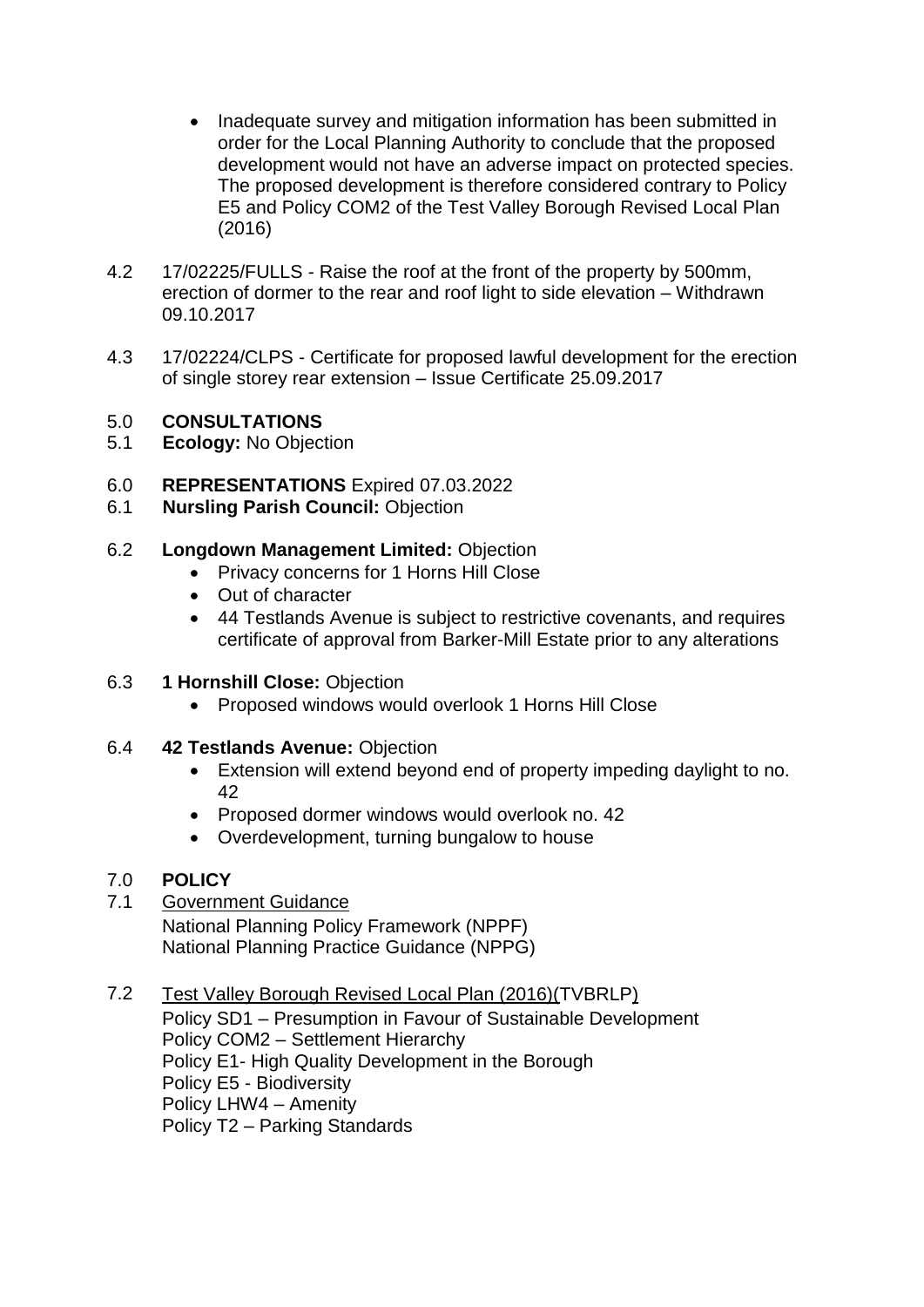- Inadequate survey and mitigation information has been submitted in order for the Local Planning Authority to conclude that the proposed development would not have an adverse impact on protected species. The proposed development is therefore considered contrary to Policy E5 and Policy COM2 of the Test Valley Borough Revised Local Plan (2016)

4.2 17/02225/FULLS - Raise the roof at the front of the property by 500mm, erection of dormer to the rear and roof light to side elevation – Withdrawn 09.10.2017

4.3 17/02224/CLPS - Certificate for proposed lawful development for the erection of single storey rear extension – Issue Certificate 25.09.2017

## 5.0 CONSULTATIONS

5.1 **Ecology:** No Objection

## 6.0 REPRESENTATIONS Expired 07.03.2022

6.1 **Nursling Parish Council:** Objection

6.2 **Longdown Management Limited:** Objection

- Privacy concerns for 1 Horns Hill Close
- Out of character
- 44 Testlands Avenue is subject to restrictive covenants, and requires certificate of approval from Barker-Mill Estate prior to any alterations

6.3 **1 Hornshill Close:** Objection

- Proposed windows would overlook 1 Horns Hill Close

6.4 **42 Testlands Avenue:** Objection

- Extension will extend beyond end of property impeding daylight to no. 42
- Proposed dormer windows would overlook no. 42
- Overdevelopment, turning bungalow to house

## 7.0 POLICY

7.1 Government Guidance

National Planning Policy Framework (NPPF)
National Planning Practice Guidance (NPPG)

7.2 Test Valley Borough Revised Local Plan (2016)(TVBRLP)

Policy SD1 – Presumption in Favour of Sustainable Development
Policy COM2 – Settlement Hierarchy
Policy E1- High Quality Development in the Borough
Policy E5 - Biodiversity
Policy LHW4 – Amenity
Policy T2 – Parking Standards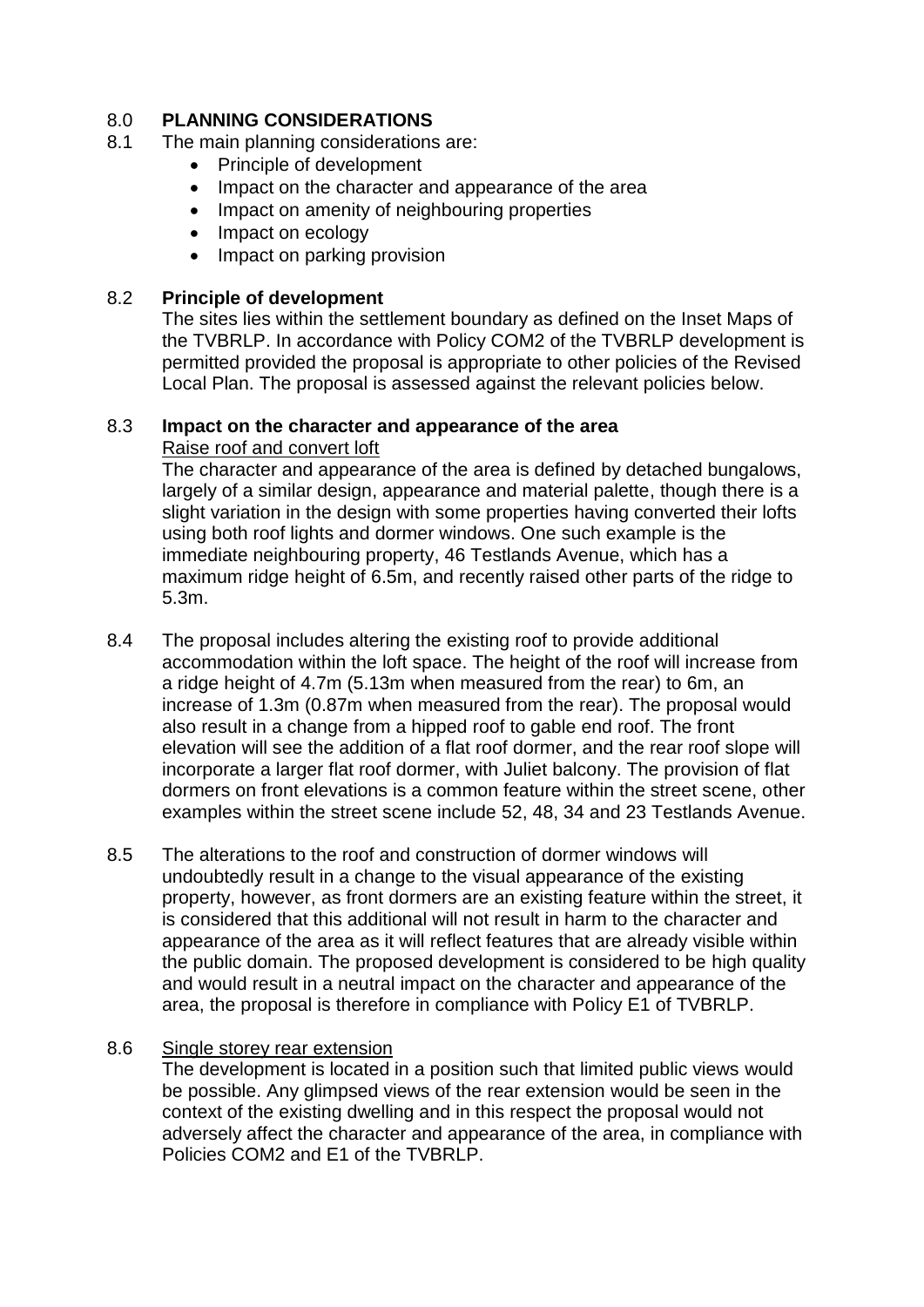## 8.0 PLANNING CONSIDERATIONS

8.1 The main planning considerations are:

- Principle of development
- Impact on the character and appearance of the area
- Impact on amenity of neighbouring properties
- Impact on ecology
- Impact on parking provision

### 8.2 Principle of development

The sites lies within the settlement boundary as defined on the Inset Maps of the TVBRLP. In accordance with Policy COM2 of the TVBRLP development is permitted provided the proposal is appropriate to other policies of the Revised Local Plan. The proposal is assessed against the relevant policies below.

### 8.3 Impact on the character and appearance of the area

Raise roof and convert loft

The character and appearance of the area is defined by detached bungalows, largely of a similar design, appearance and material palette, though there is a slight variation in the design with some properties having converted their lofts using both roof lights and dormer windows. One such example is the immediate neighbouring property, 46 Testlands Avenue, which has a maximum ridge height of 6.5m, and recently raised other parts of the ridge to 5.3m.

8.4 The proposal includes altering the existing roof to provide additional accommodation within the loft space. The height of the roof will increase from a ridge height of 4.7m (5.13m when measured from the rear) to 6m, an increase of 1.3m (0.87m when measured from the rear). The proposal would also result in a change from a hipped roof to gable end roof. The front elevation will see the addition of a flat roof dormer, and the rear roof slope will incorporate a larger flat roof dormer, with Juliet balcony. The provision of flat dormers on front elevations is a common feature within the street scene, other examples within the street scene include 52, 48, 34 and 23 Testlands Avenue.

8.5 The alterations to the roof and construction of dormer windows will undoubtedly result in a change to the visual appearance of the existing property, however, as front dormers are an existing feature within the street, it is considered that this additional will not result in harm to the character and appearance of the area as it will reflect features that are already visible within the public domain. The proposed development is considered to be high quality and would result in a neutral impact on the character and appearance of the area, the proposal is therefore in compliance with Policy E1 of TVBRLP.

8.6 Single storey rear extension

The development is located in a position such that limited public views would be possible. Any glimpsed views of the rear extension would be seen in the context of the existing dwelling and in this respect the proposal would not adversely affect the character and appearance of the area, in compliance with Policies COM2 and E1 of the TVBRLP.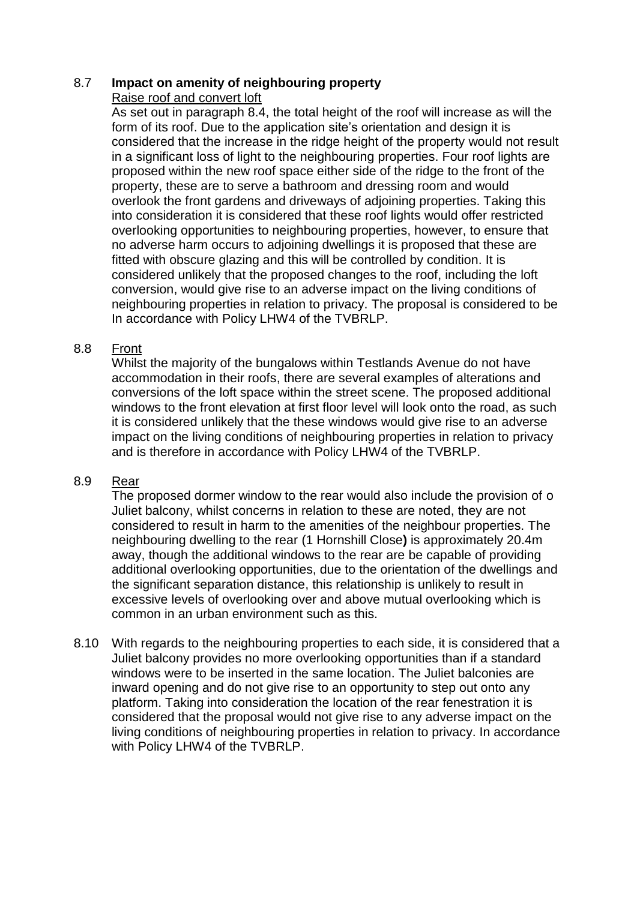**8.7 Impact on amenity of neighbouring property**

Raise roof and convert loft

As set out in paragraph 8.4, the total height of the roof will increase as will the form of its roof. Due to the application site's orientation and design it is considered that the increase in the ridge height of the property would not result in a significant loss of light to the neighbouring properties. Four roof lights are proposed within the new roof space either side of the ridge to the front of the property, these are to serve a bathroom and dressing room and would overlook the front gardens and driveways of adjoining properties. Taking this into consideration it is considered that these roof lights would offer restricted overlooking opportunities to neighbouring properties, however, to ensure that no adverse harm occurs to adjoining dwellings it is proposed that these are fitted with obscure glazing and this will be controlled by condition. It is considered unlikely that the proposed changes to the roof, including the loft conversion, would give rise to an adverse impact on the living conditions of neighbouring properties in relation to privacy. The proposal is considered to be In accordance with Policy LHW4 of the TVBRLP.

8.8 Front

Whilst the majority of the bungalows within Testlands Avenue do not have accommodation in their roofs, there are several examples of alterations and conversions of the loft space within the street scene. The proposed additional windows to the front elevation at first floor level will look onto the road, as such it is considered unlikely that the these windows would give rise to an adverse impact on the living conditions of neighbouring properties in relation to privacy and is therefore in accordance with Policy LHW4 of the TVBRLP.

8.9 Rear

The proposed dormer window to the rear would also include the provision of o Juliet balcony, whilst concerns in relation to these are noted, they are not considered to result in harm to the amenities of the neighbour properties. The neighbouring dwelling to the rear (1 Hornshill Close**)** is approximately 20.4m away, though the additional windows to the rear are be capable of providing additional overlooking opportunities, due to the orientation of the dwellings and the significant separation distance, this relationship is unlikely to result in excessive levels of overlooking over and above mutual overlooking which is common in an urban environment such as this.

8.10 With regards to the neighbouring properties to each side, it is considered that a Juliet balcony provides no more overlooking opportunities than if a standard windows were to be inserted in the same location. The Juliet balconies are inward opening and do not give rise to an opportunity to step out onto any platform. Taking into consideration the location of the rear fenestration it is considered that the proposal would not give rise to any adverse impact on the living conditions of neighbouring properties in relation to privacy. In accordance with Policy LHW4 of the TVBRLP.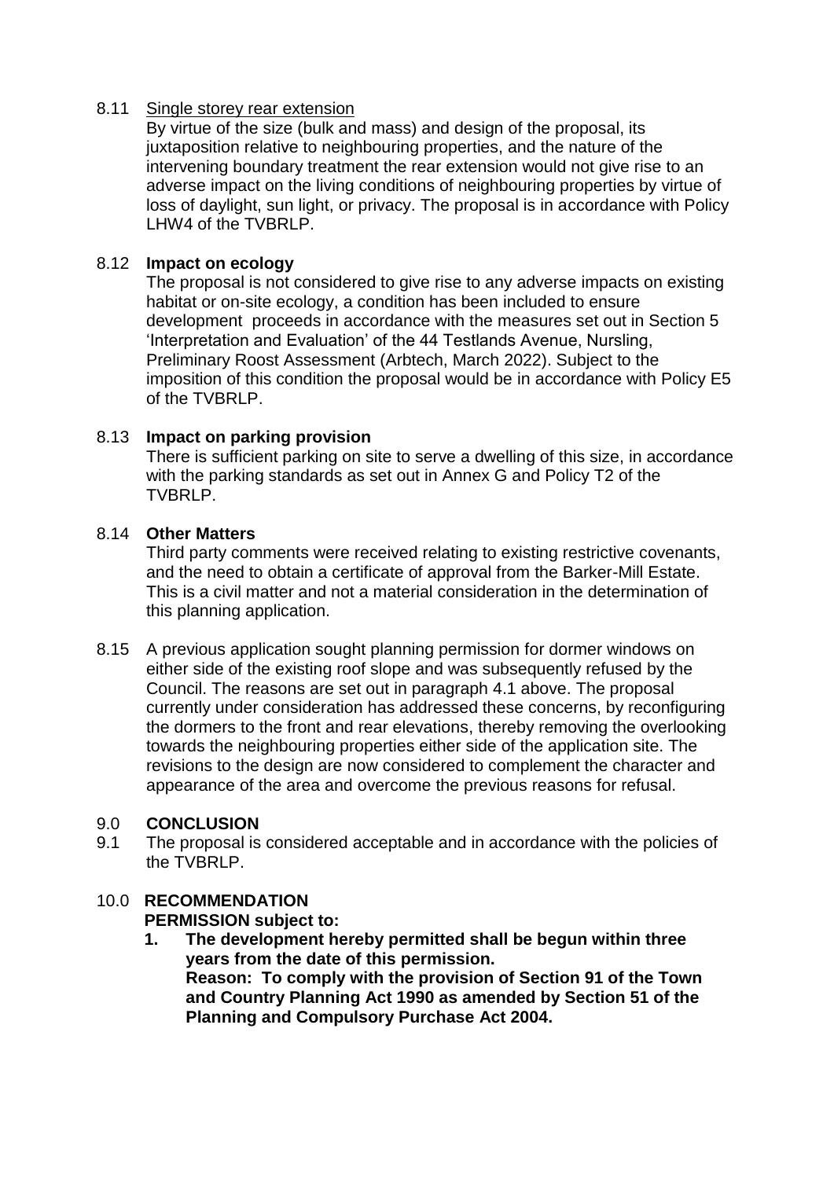8.11 Single storey rear extension

By virtue of the size (bulk and mass) and design of the proposal, its juxtaposition relative to neighbouring properties, and the nature of the intervening boundary treatment the rear extension would not give rise to an adverse impact on the living conditions of neighbouring properties by virtue of loss of daylight, sun light, or privacy. The proposal is in accordance with Policy LHW4 of the TVBRLP.

8.12 **Impact on ecology**

The proposal is not considered to give rise to any adverse impacts on existing habitat or on-site ecology, a condition has been included to ensure development proceeds in accordance with the measures set out in Section 5 'Interpretation and Evaluation' of the 44 Testlands Avenue, Nursling, Preliminary Roost Assessment (Arbtech, March 2022). Subject to the imposition of this condition the proposal would be in accordance with Policy E5 of the TVBRLP.

8.13 **Impact on parking provision**

There is sufficient parking on site to serve a dwelling of this size, in accordance with the parking standards as set out in Annex G and Policy T2 of the TVBRLP.

8.14 **Other Matters**

Third party comments were received relating to existing restrictive covenants, and the need to obtain a certificate of approval from the Barker-Mill Estate. This is a civil matter and not a material consideration in the determination of this planning application.

8.15 A previous application sought planning permission for dormer windows on either side of the existing roof slope and was subsequently refused by the Council. The reasons are set out in paragraph 4.1 above. The proposal currently under consideration has addressed these concerns, by reconfiguring the dormers to the front and rear elevations, thereby removing the overlooking towards the neighbouring properties either side of the application site. The revisions to the design are now considered to complement the character and appearance of the area and overcome the previous reasons for refusal.

## 9.0 CONCLUSION

9.1 The proposal is considered acceptable and in accordance with the policies of the TVBRLP.

## 10.0 RECOMMENDATION

**PERMISSION subject to:**

1. **The development hereby permitted shall be begun within three years from the date of this permission.**
   **Reason: To comply with the provision of Section 91 of the Town and Country Planning Act 1990 as amended by Section 51 of the Planning and Compulsory Purchase Act 2004.**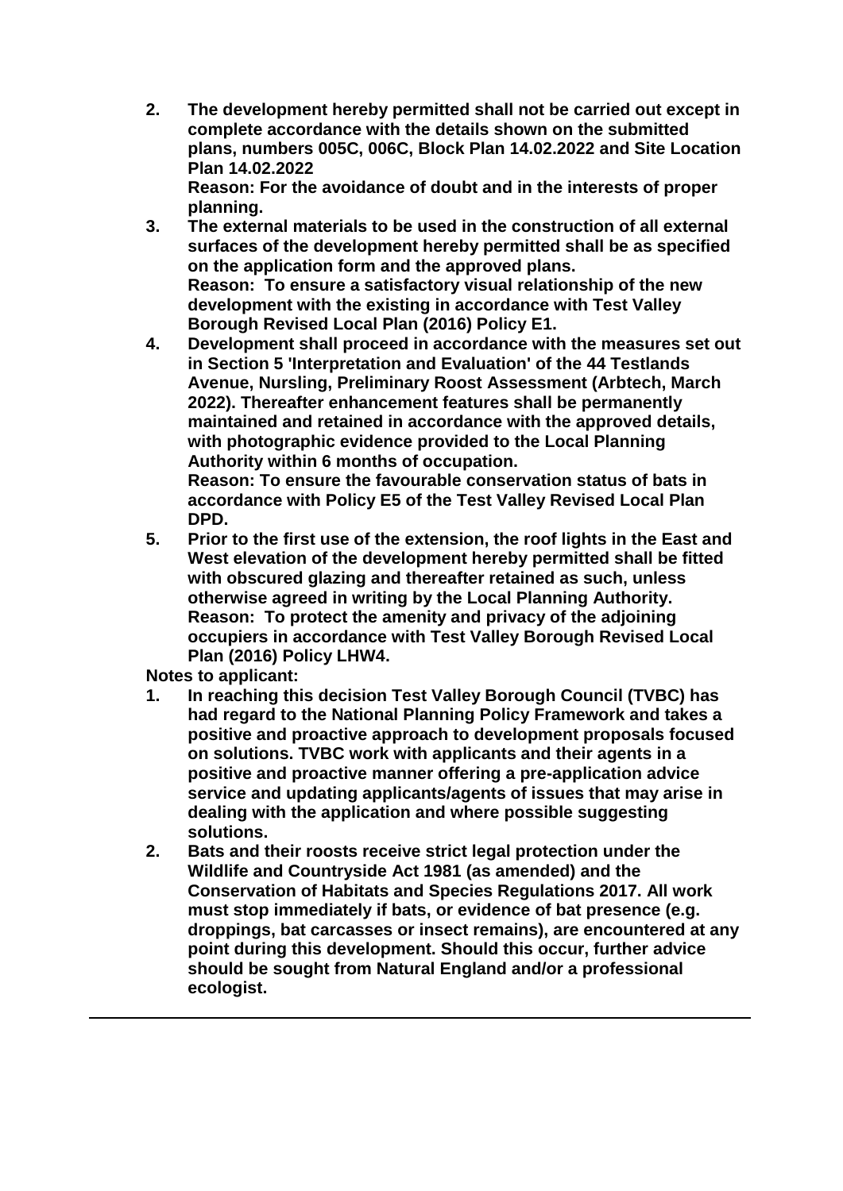2. **The development hereby permitted shall not be carried out except in complete accordance with the details shown on the submitted plans, numbers 005C, 006C, Block Plan 14.02.2022 and Site Location Plan 14.02.2022**
   **Reason: For the avoidance of doubt and in the interests of proper planning.**
3. **The external materials to be used in the construction of all external surfaces of the development hereby permitted shall be as specified on the application form and the approved plans.**
   **Reason: To ensure a satisfactory visual relationship of the new development with the existing in accordance with Test Valley Borough Revised Local Plan (2016) Policy E1.**
4. **Development shall proceed in accordance with the measures set out in Section 5 'Interpretation and Evaluation' of the 44 Testlands Avenue, Nursling, Preliminary Roost Assessment (Arbtech, March 2022). Thereafter enhancement features shall be permanently maintained and retained in accordance with the approved details, with photographic evidence provided to the Local Planning Authority within 6 months of occupation.**
   **Reason: To ensure the favourable conservation status of bats in accordance with Policy E5 of the Test Valley Revised Local Plan DPD.**
5. **Prior to the first use of the extension, the roof lights in the East and West elevation of the development hereby permitted shall be fitted with obscured glazing and thereafter retained as such, unless otherwise agreed in writing by the Local Planning Authority.**
   **Reason: To protect the amenity and privacy of the adjoining occupiers in accordance with Test Valley Borough Revised Local Plan (2016) Policy LHW4.**

**Notes to applicant:**

1. **In reaching this decision Test Valley Borough Council (TVBC) has had regard to the National Planning Policy Framework and takes a positive and proactive approach to development proposals focused on solutions. TVBC work with applicants and their agents in a positive and proactive manner offering a pre-application advice service and updating applicants/agents of issues that may arise in dealing with the application and where possible suggesting solutions.**
2. **Bats and their roosts receive strict legal protection under the Wildlife and Countryside Act 1981 (as amended) and the Conservation of Habitats and Species Regulations 2017. All work must stop immediately if bats, or evidence of bat presence (e.g. droppings, bat carcasses or insect remains), are encountered at any point during this development. Should this occur, further advice should be sought from Natural England and/or a professional ecologist.**